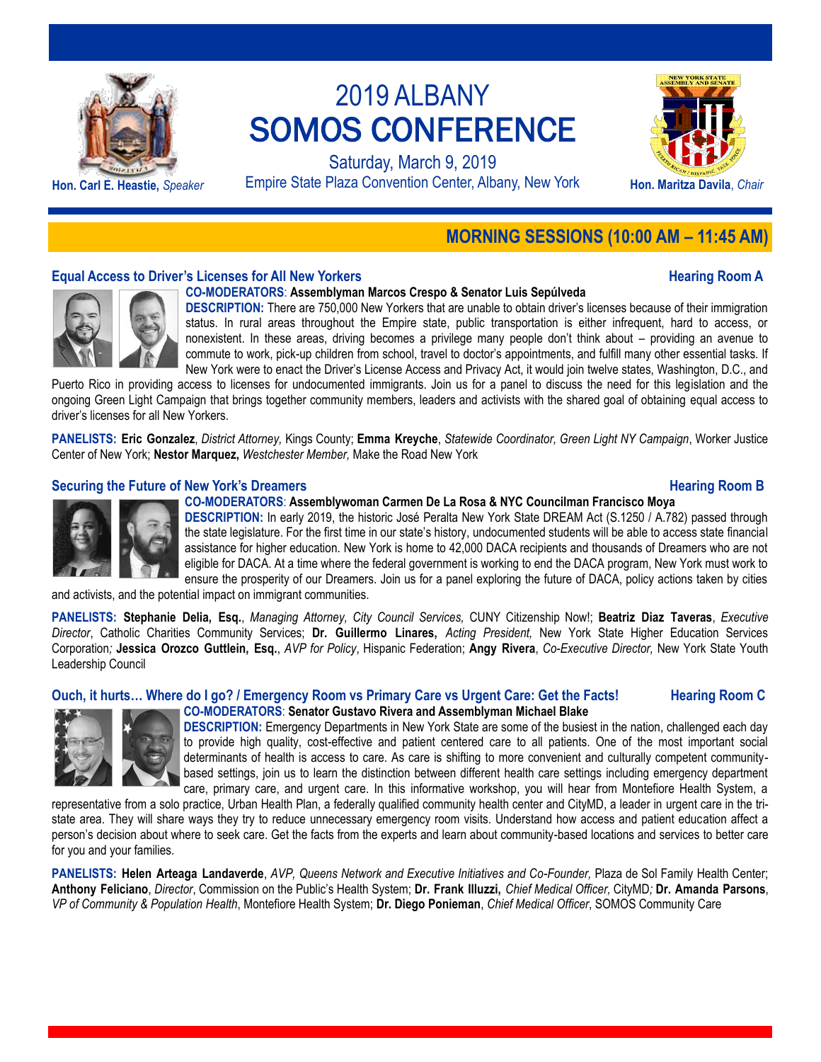Hon. Carl E. Heastie, *Speaker*

# 2019 ALBANY SOMOS CONFERENCE

Saturday, March 9, 2019

Empire State Plaza Convention Center, Albany, New York

Hon. Maritza Davila, *Chair*

## MORNING SESSIONS (10:00 AM – 11:45 AM)

### Equal Access to Driver's Licenses for All New Yorkers — Hearing Room A

**CO-MODERATORS**: **Assemblyman Marcos Crespo & Senator Luis Sepúlveda**

**DESCRIPTION:** There are 750,000 New Yorkers that are unable to obtain driver's licenses because of their immigration status. In rural areas throughout the Empire state, public transportation is either infrequent, hard to access, or nonexistent. In these areas, driving becomes a privilege many people don't think about – providing an avenue to commute to work, pick-up children from school, travel to doctor's appointments, and fulfill many other essential tasks. If New York were to enact the Driver's License Access and Privacy Act, it would join twelve states, Washington, D.C., and Puerto Rico in providing access to licenses for undocumented immigrants. Join us for a panel to discuss the need for this legislation and the ongoing Green Light Campaign that brings together community members, leaders and activists with the shared goal of obtaining equal access to driver's licenses for all New Yorkers.

**PANELISTS: Eric Gonzalez**, *District Attorney,* Kings County; **Emma Kreyche**, *Statewide Coordinator, Green Light NY Campaign*, Worker Justice Center of New York; **Nestor Marquez,** *Westchester Member,* Make the Road New York

### Securing the Future of New York's Dreamers — Hearing Room B

**CO-MODERATORS**: **Assemblywoman Carmen De La Rosa & NYC Councilman Francisco Moya**

**DESCRIPTION:** In early 2019, the historic José Peralta New York State DREAM Act (S.1250 / A.782) passed through the state legislature. For the first time in our state's history, undocumented students will be able to access state financial assistance for higher education. New York is home to 42,000 DACA recipients and thousands of Dreamers who are not eligible for DACA. At a time where the federal government is working to end the DACA program, New York must work to ensure the prosperity of our Dreamers. Join us for a panel exploring the future of DACA, policy actions taken by cities and activists, and the potential impact on immigrant communities.

**PANELISTS: Stephanie Delia, Esq.**, *Managing Attorney, City Council Services,* CUNY Citizenship Now!; **Beatriz Diaz Taveras**, *Executive Director*, Catholic Charities Community Services; **Dr. Guillermo Linares,** *Acting President,* New York State Higher Education Services Corporation*;* **Jessica Orozco Guttlein, Esq.**, *AVP for Policy*, Hispanic Federation; **Angy Rivera**, *Co-Executive Director,* New York State Youth Leadership Council

### Ouch, it hurts… Where do I go? / Emergency Room vs Primary Care vs Urgent Care: Get the Facts! — Hearing Room C

**CO-MODERATORS**: **Senator Gustavo Rivera and Assemblyman Michael Blake**

**DESCRIPTION:** Emergency Departments in New York State are some of the busiest in the nation, challenged each day to provide high quality, cost-effective and patient centered care to all patients. One of the most important social determinants of health is access to care. As care is shifting to more convenient and culturally competent community-based settings, join us to learn the distinction between different health care settings including emergency department care, primary care, and urgent care. In this informative workshop, you will hear from Montefiore Health System, a representative from a solo practice, Urban Health Plan, a federally qualified community health center and CityMD, a leader in urgent care in the tri-state area. They will share ways they try to reduce unnecessary emergency room visits. Understand how access and patient education affect a person's decision about where to seek care. Get the facts from the experts and learn about community-based locations and services to better care for you and your families.

**PANELISTS: Helen Arteaga Landaverde**, *AVP, Queens Network and Executive Initiatives and Co-Founder,* Plaza de Sol Family Health Center; **Anthony Feliciano**, *Director*, Commission on the Public's Health System; **Dr. Frank Illuzzi,** *Chief Medical Officer,* CityMD*;* **Dr. Amanda Parsons**, *VP of Community & Population Health*, Montefiore Health System; **Dr. Diego Ponieman**, *Chief Medical Officer*, SOMOS Community Care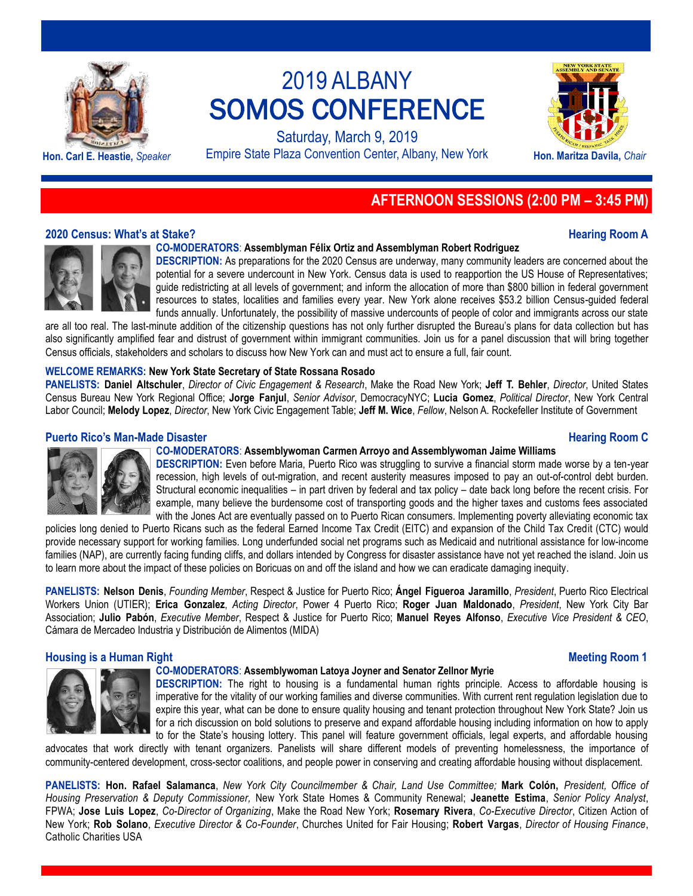# 2019 ALBANY SOMOS CONFERENCE

Saturday, March 9, 2019
Empire State Plaza Convention Center, Albany, New York

**Hon. Carl E. Heastie,** *Speaker*

**Hon. Maritza Davila,** *Chair*

## AFTERNOON SESSIONS (2:00 PM – 3:45 PM)

### 2020 Census: What's at Stake? — Hearing Room A

**CO-MODERATORS**: **Assemblyman Félix Ortiz and Assemblyman Robert Rodriguez**

**DESCRIPTION:** As preparations for the 2020 Census are underway, many community leaders are concerned about the potential for a severe undercount in New York. Census data is used to reapportion the US House of Representatives; guide redistricting at all levels of government; and inform the allocation of more than $800 billion in federal government resources to states, localities and families every year. New York alone receives $53.2 billion Census-guided federal funds annually. Unfortunately, the possibility of massive undercounts of people of color and immigrants across our state are all too real. The last-minute addition of the citizenship questions has not only further disrupted the Bureau's plans for data collection but has also significantly amplified fear and distrust of government within immigrant communities. Join us for a panel discussion that will bring together Census officials, stakeholders and scholars to discuss how New York can and must act to ensure a full, fair count.

**WELCOME REMARKS: New York State Secretary of State Rossana Rosado**

**PANELISTS:** **Daniel Altschuler**, *Director of Civic Engagement & Research*, Make the Road New York; **Jeff T. Behler**, *Director*, United States Census Bureau New York Regional Office; **Jorge Fanjul**, *Senior Advisor*, DemocracyNYC; **Lucia Gomez**, *Political Director*, New York Central Labor Council; **Melody Lopez**, *Director*, New York Civic Engagement Table; **Jeff M. Wice**, *Fellow*, Nelson A. Rockefeller Institute of Government

### Puerto Rico's Man-Made Disaster — Hearing Room C

**CO-MODERATORS**: **Assemblywoman Carmen Arroyo and Assemblywoman Jaime Williams**

**DESCRIPTION:** Even before Maria, Puerto Rico was struggling to survive a financial storm made worse by a ten-year recession, high levels of out-migration, and recent austerity measures imposed to pay an out-of-control debt burden. Structural economic inequalities – in part driven by federal and tax policy – date back long before the recent crisis. For example, many believe the burdensome cost of transporting goods and the higher taxes and customs fees associated with the Jones Act are eventually passed on to Puerto Rican consumers. Implementing poverty alleviating economic tax policies long denied to Puerto Ricans such as the federal Earned Income Tax Credit (EITC) and expansion of the Child Tax Credit (CTC) would provide necessary support for working families. Long underfunded social net programs such as Medicaid and nutritional assistance for low-income families (NAP), are currently facing funding cliffs, and dollars intended by Congress for disaster assistance have not yet reached the island. Join us to learn more about the impact of these policies on Boricuas on and off the island and how we can eradicate damaging inequity.

**PANELISTS:** **Nelson Denis**, *Founding Member*, Respect & Justice for Puerto Rico; **Ángel Figueroa Jaramillo**, *President*, Puerto Rico Electrical Workers Union (UTIER); **Erica Gonzalez**, *Acting Director*, Power 4 Puerto Rico; **Roger Juan Maldonado**, *President*, New York City Bar Association; **Julio Pabón**, *Executive Member*, Respect & Justice for Puerto Rico; **Manuel Reyes Alfonso**, *Executive Vice President & CEO*, Cámara de Mercadeo Industria y Distribución de Alimentos (MIDA)

### Housing is a Human Right — Meeting Room 1

**CO-MODERATORS**: **Assemblywoman Latoya Joyner and Senator Zellnor Myrie**

**DESCRIPTION:** The right to housing is a fundamental human rights principle. Access to affordable housing is imperative for the vitality of our working families and diverse communities. With current rent regulation legislation due to expire this year, what can be done to ensure quality housing and tenant protection throughout New York State? Join us for a rich discussion on bold solutions to preserve and expand affordable housing including information on how to apply to for the State's housing lottery. This panel will feature government officials, legal experts, and affordable housing advocates that work directly with tenant organizers. Panelists will share different models of preventing homelessness, the importance of community-centered development, cross-sector coalitions, and people power in conserving and creating affordable housing without displacement.

**PANELISTS:** **Hon. Rafael Salamanca**, *New York City Councilmember & Chair, Land Use Committee;* **Mark Colón,** *President, Office of Housing Preservation & Deputy Commissioner,* New York State Homes & Community Renewal; **Jeanette Estima**, *Senior Policy Analyst*, FPWA; **Jose Luis Lopez**, *Co-Director of Organizing*, Make the Road New York; **Rosemary Rivera**, *Co-Executive Director*, Citizen Action of New York; **Rob Solano**, *Executive Director & Co-Founder*, Churches United for Fair Housing; **Robert Vargas**, *Director of Housing Finance*, Catholic Charities USA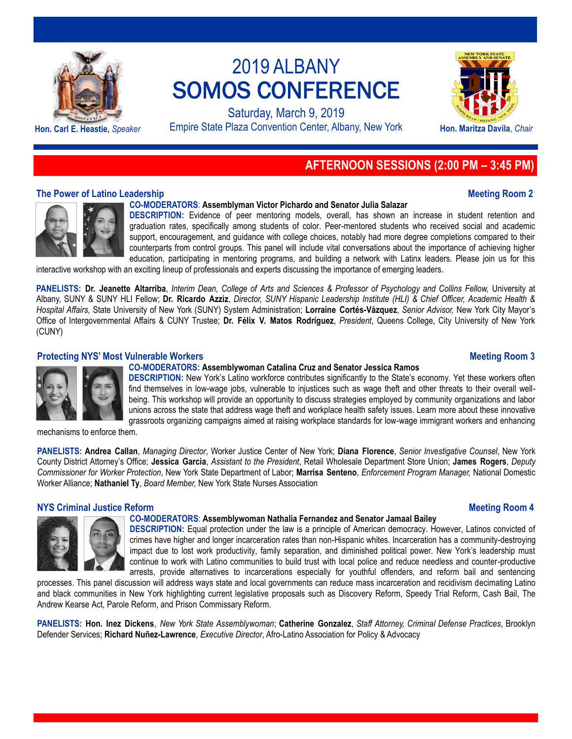# 2019 ALBANY SOMOS CONFERENCE

Saturday, March 9, 2019
Empire State Plaza Convention Center, Albany, New York

**Hon. Carl E. Heastie,** *Speaker*

**Hon. Maritza Davila**, *Chair*

## AFTERNOON SESSIONS (2:00 PM – 3:45 PM)

### The Power of Latino Leadership — Meeting Room 2

**CO-MODERATORS**: **Assemblyman Victor Pichardo and Senator Julia Salazar**

**DESCRIPTION:** Evidence of peer mentoring models, overall, has shown an increase in student retention and graduation rates, specifically among students of color. Peer-mentored students who received social and academic support, encouragement, and guidance with college choices, notably had more degree completions compared to their counterparts from control groups. This panel will include vital conversations about the importance of achieving higher education, participating in mentoring programs, and building a network with Latinx leaders. Please join us for this interactive workshop with an exciting lineup of professionals and experts discussing the importance of emerging leaders.

**PANELISTS:** **Dr. Jeanette Altarriba**, *Interim Dean, College of Arts and Sciences & Professor of Psychology and Collins Fellow,* University at Albany, SUNY & SUNY HLI Fellow; **Dr. Ricardo Azziz**, *Director, SUNY Hispanic Leadership Institute (HLI) & Chief Officer, Academic Health & Hospital Affairs,* State University of New York (SUNY) System Administration; **Lorraine Cortés-Vázquez**, *Senior Advisor,* New York City Mayor's Office of Intergovernmental Affairs & CUNY Trustee; **Dr. Félix V. Matos Rodríguez**, *President*, Queens College, City University of New York (CUNY)

### Protecting NYS' Most Vulnerable Workers — Meeting Room 3

**CO-MODERATORS: Assemblywoman Catalina Cruz and Senator Jessica Ramos**

**DESCRIPTION:** New York's Latino workforce contributes significantly to the State's economy. Yet these workers often find themselves in low-wage jobs, vulnerable to injustices such as wage theft and other threats to their overall well-being. This workshop will provide an opportunity to discuss strategies employed by community organizations and labor unions across the state that address wage theft and workplace health safety issues. Learn more about these innovative grassroots organizing campaigns aimed at raising workplace standards for low-wage immigrant workers and enhancing mechanisms to enforce them.

**PANELISTS:** **Andrea Callan**, *Managing Director*, Worker Justice Center of New York; **Diana Florence**, *Senior Investigative Counsel*, New York County District Attorney's Office; **Jessica Garcia**, *Assistant to the President*, Retail Wholesale Department Store Union; **James Rogers**, *Deputy Commissioner for Worker Protection*, New York State Department of Labor; **Marrisa Senteno**, *Enforcement Program Manager,* National Domestic Worker Alliance; **Nathaniel Ty**, *Board Member,* New York State Nurses Association

### NYS Criminal Justice Reform — Meeting Room 4

**CO-MODERATORS**: **Assemblywoman Nathalia Fernandez and Senator Jamaal Bailey**

**DESCRIPTION:** Equal protection under the law is a principle of American democracy. However, Latinos convicted of crimes have higher and longer incarceration rates than non-Hispanic whites. Incarceration has a community-destroying impact due to lost work productivity, family separation, and diminished political power. New York's leadership must continue to work with Latino communities to build trust with local police and reduce needless and counter-productive arrests, provide alternatives to incarcerations especially for youthful offenders, and reform bail and sentencing processes. This panel discussion will address ways state and local governments can reduce mass incarceration and recidivism decimating Latino and black communities in New York highlighting current legislative proposals such as Discovery Reform, Speedy Trial Reform, Cash Bail, The Andrew Kearse Act, Parole Reform, and Prison Commissary Reform.

**PANELISTS:** **Hon. Inez Dickens**, *New York State Assemblywoman*; **Catherine Gonzalez**, *Staff Attorney, Criminal Defense Practices*, Brooklyn Defender Services; **Richard Nuñez-Lawrence**, *Executive Director*, Afro-Latino Association for Policy & Advocacy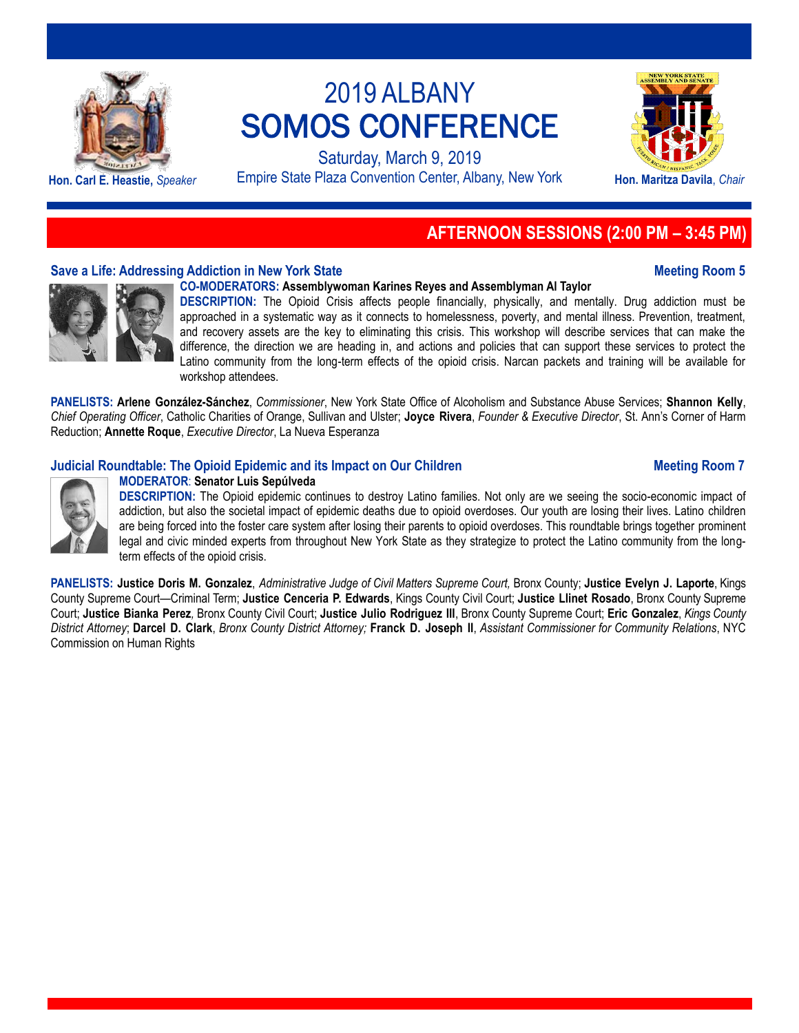Hon. Carl E. Heastie, *Speaker*

# 2019 ALBANY
# SOMOS CONFERENCE

Saturday, March 9, 2019

Empire State Plaza Convention Center, Albany, New York

Hon. Maritza Davila, *Chair*

## AFTERNOON SESSIONS (2:00 PM – 3:45 PM)

### Save a Life: Addressing Addiction in New York State — Meeting Room 5

**CO-MODERATORS: Assemblywoman Karines Reyes and Assemblyman Al Taylor**

**DESCRIPTION:** The Opioid Crisis affects people financially, physically, and mentally. Drug addiction must be approached in a systematic way as it connects to homelessness, poverty, and mental illness. Prevention, treatment, and recovery assets are the key to eliminating this crisis. This workshop will describe services that can make the difference, the direction we are heading in, and actions and policies that can support these services to protect the Latino community from the long-term effects of the opioid crisis. Narcan packets and training will be available for workshop attendees.

**PANELISTS:** **Arlene González-Sánchez**, *Commissioner*, New York State Office of Alcoholism and Substance Abuse Services; **Shannon Kelly**, *Chief Operating Officer*, Catholic Charities of Orange, Sullivan and Ulster; **Joyce Rivera**, *Founder & Executive Director*, St. Ann's Corner of Harm Reduction; **Annette Roque**, *Executive Director*, La Nueva Esperanza

### Judicial Roundtable: The Opioid Epidemic and its Impact on Our Children — Meeting Room 7

**MODERATOR**: **Senator Luis Sepúlveda**

**DESCRIPTION:** The Opioid epidemic continues to destroy Latino families. Not only are we seeing the socio-economic impact of addiction, but also the societal impact of epidemic deaths due to opioid overdoses. Our youth are losing their lives. Latino children are being forced into the foster care system after losing their parents to opioid overdoses. This roundtable brings together prominent legal and civic minded experts from throughout New York State as they strategize to protect the Latino community from the long-term effects of the opioid crisis.

**PANELISTS:** **Justice Doris M. Gonzalez**, *Administrative Judge of Civil Matters Supreme Court,* Bronx County; **Justice Evelyn J. Laporte**, Kings County Supreme Court—Criminal Term; **Justice Cenceria P. Edwards**, Kings County Civil Court; **Justice Llinet Rosado**, Bronx County Supreme Court; **Justice Bianka Perez**, Bronx County Civil Court; **Justice Julio Rodriguez III**, Bronx County Supreme Court; **Eric Gonzalez**, *Kings County District Attorney*; **Darcel D. Clark**, *Bronx County District Attorney;* **Franck D. Joseph II**, *Assistant Commissioner for Community Relations*, NYC Commission on Human Rights